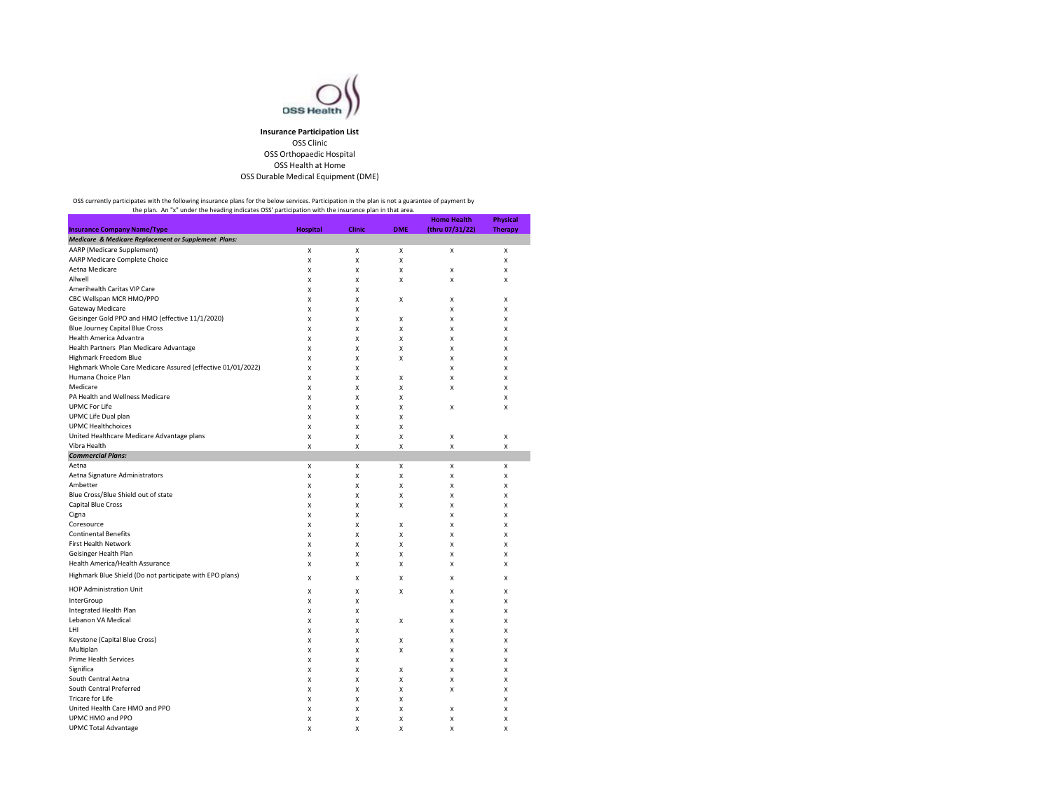OSS Health

**Insurance Participation List**

OSS Clinic
OSS Orthopaedic Hospital
OSS Health at Home
OSS Durable Medical Equipment (DME)

OSS currently participates with the following insurance plans for the below services. Participation in the plan is not a guarantee of payment by the plan. An "x" under the heading indicates OSS' participation with the insurance plan in that area.

| Insurance Company Name/Type | Hospital | Clinic | DME | Home Health (thru 07/31/22) | Physical Therapy |
|---|---|---|---|---|---|
| ***Medicare & Medicare Replacement or Supplement Plans:*** | | | | | |
| AARP (Medicare Supplement) | x | x | x | x | x |
| AARP Medicare Complete Choice | x | x | x | | x |
| Aetna Medicare | x | x | x | x | x |
| Allwell | x | x | x | x | x |
| Amerihealth Caritas VIP Care | x | x | | | |
| CBC Wellspan MCR HMO/PPO | x | x | x | x | x |
| Gateway Medicare | x | x | | x | x |
| Geisinger Gold PPO and HMO (effective 11/1/2020) | x | x | x | x | x |
| Blue Journey Capital Blue Cross | x | x | x | x | x |
| Health America Advantra | x | x | x | x | x |
| Health Partners Plan Medicare Advantage | x | x | x | x | x |
| Highmark Freedom Blue | x | x | x | x | x |
| Highmark Whole Care Medicare Assured (effective 01/01/2022) | x | x | | x | x |
| Humana Choice Plan | x | x | x | x | x |
| Medicare | x | x | x | x | x |
| PA Health and Wellness Medicare | x | x | x | | x |
| UPMC For Life | x | x | x | x | x |
| UPMC Life Dual plan | x | x | x | | |
| UPMC Healthchoices | x | x | x | | |
| United Healthcare Medicare Advantage plans | x | x | x | x | x |
| Vibra Health | x | x | x | x | x |
| ***Commercial Plans:*** | | | | | |
| Aetna | x | x | x | x | x |
| Aetna Signature Administrators | x | x | x | x | x |
| Ambetter | x | x | x | x | x |
| Blue Cross/Blue Shield out of state | x | x | x | x | x |
| Capital Blue Cross | x | x | x | x | x |
| Cigna | x | x | | x | x |
| Coresource | x | x | x | x | x |
| Continental Benefits | x | x | x | x | x |
| First Health Network | x | x | x | x | x |
| Geisinger Health Plan | x | x | x | x | x |
| Health America/Health Assurance | x | x | x | x | x |
| Highmark Blue Shield (Do not participate with EPO plans) | x | x | x | x | x |
| HOP Administration Unit | x | x | x | x | x |
| InterGroup | x | x | | x | x |
| Integrated Health Plan | x | x | | x | x |
| Lebanon VA Medical | x | x | x | x | x |
| LHI | x | x | | x | x |
| Keystone (Capital Blue Cross) | x | x | x | x | x |
| Multiplan | x | x | x | x | x |
| Prime Health Services | x | x | | x | x |
| Significa | x | x | x | x | x |
| South Central Aetna | x | x | x | x | x |
| South Central Preferred | x | x | x | x | x |
| Tricare for Life | x | x | x | | x |
| United Health Care HMO and PPO | x | x | x | x | x |
| UPMC HMO and PPO | x | x | x | x | x |
| UPMC Total Advantage | x | x | x | x | x |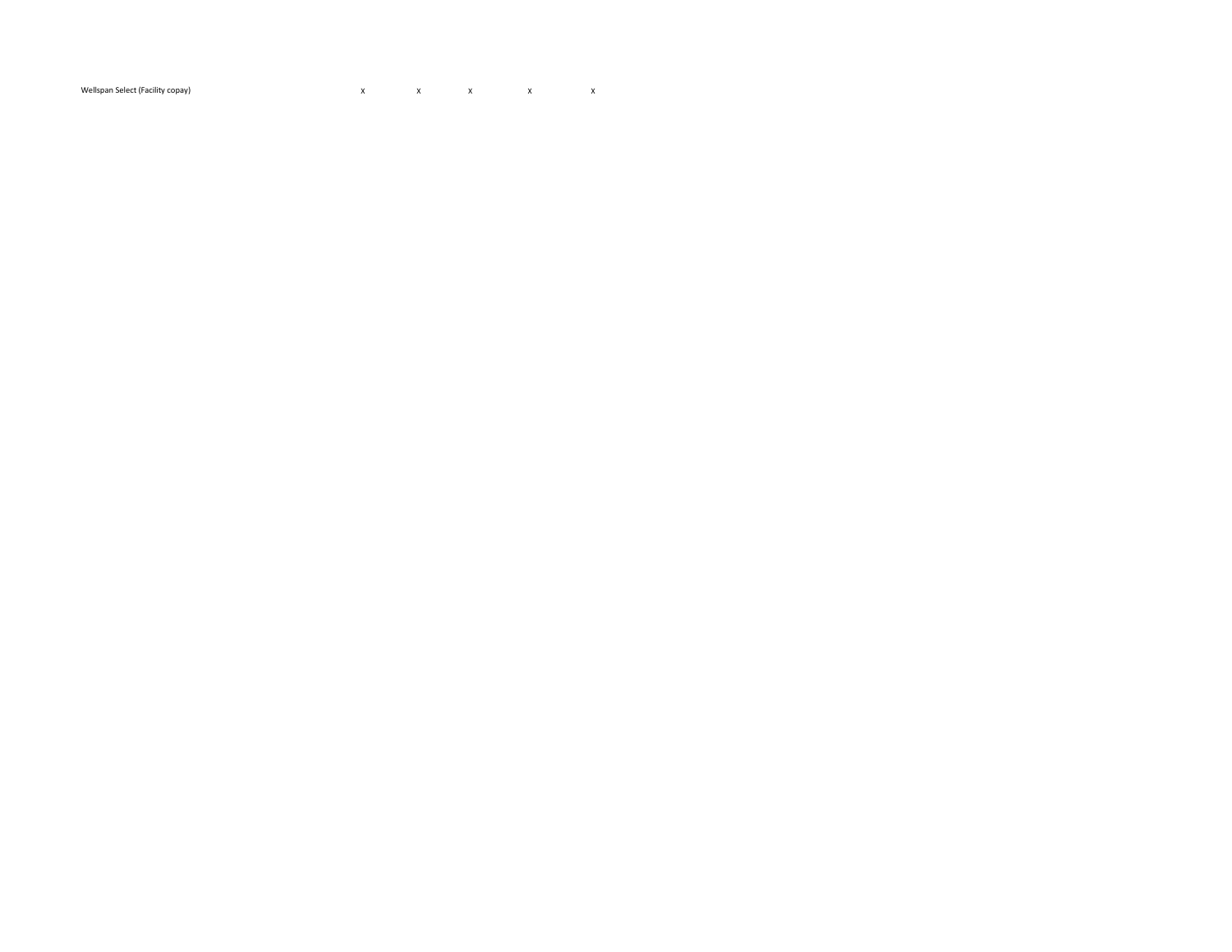| | | | | | |
|---|---|---|---|---|---|
| Wellspan Select (Facility copay) | x | x | x | x | x |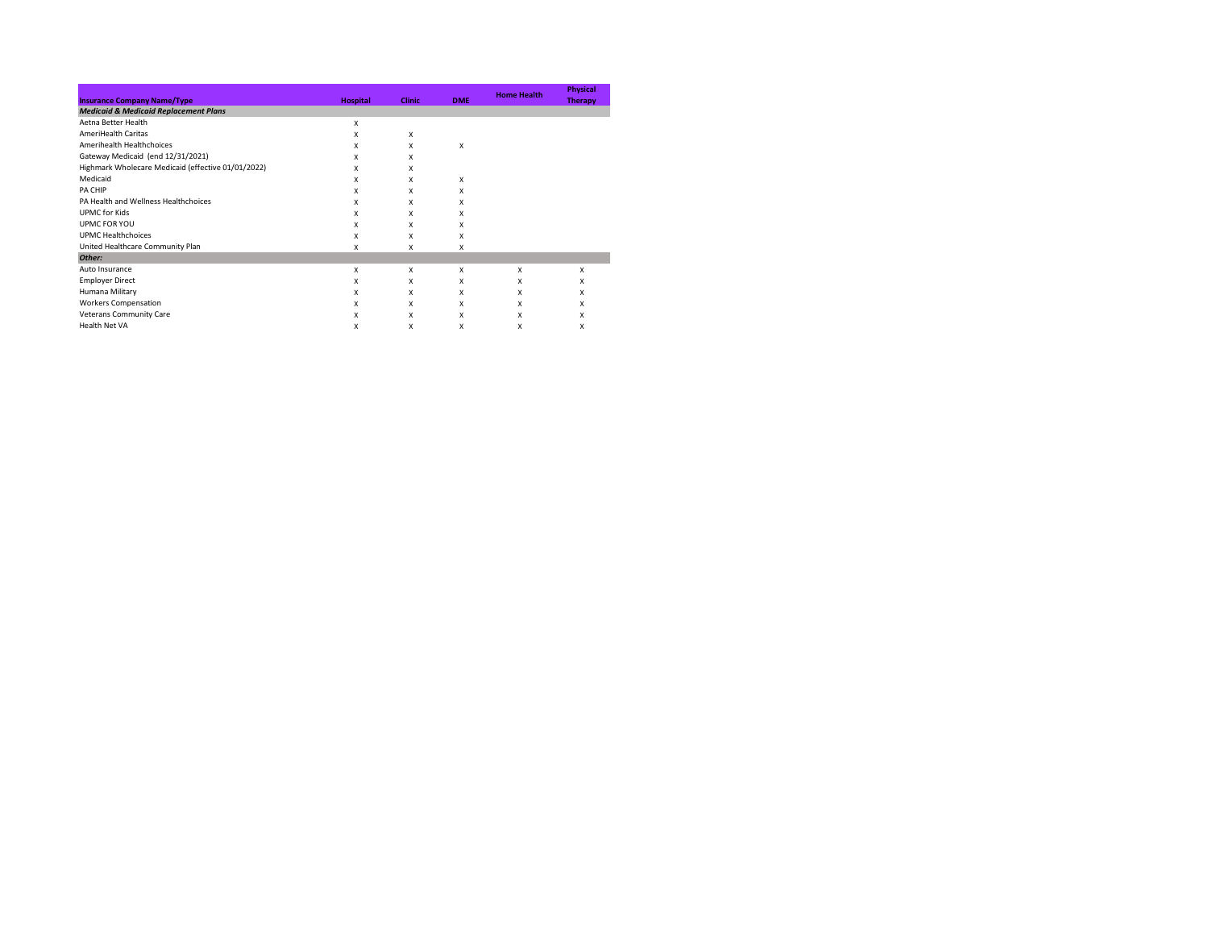| Insurance Company Name/Type | Hospital | Clinic | DME | Home Health | Physical Therapy |
|---|---|---|---|---|---|
| ***Medicaid & Medicaid Replacement Plans*** | | | | | |
| Aetna Better Health | X | | | | |
| AmeriHealth Caritas | X | X | | | |
| Amerihealth Healthchoices | X | X | X | | |
| Gateway Medicaid (end 12/31/2021) | X | X | | | |
| Highmark Wholecare Medicaid (effective 01/01/2022) | X | X | | | |
| Medicaid | X | X | X | | |
| PA CHIP | X | X | X | | |
| PA Health and Wellness Healthchoices | X | X | X | | |
| UPMC for Kids | X | X | X | | |
| UPMC FOR YOU | X | X | X | | |
| UPMC Healthchoices | X | X | X | | |
| United Healthcare Community Plan | X | X | X | | |
| ***Other:*** | | | | | |
| Auto Insurance | X | X | X | X | X |
| Employer Direct | X | X | X | X | X |
| Humana Military | X | X | X | X | X |
| Workers Compensation | X | X | X | X | X |
| Veterans Community Care | X | X | X | X | X |
| Health Net VA | X | X | X | X | X |